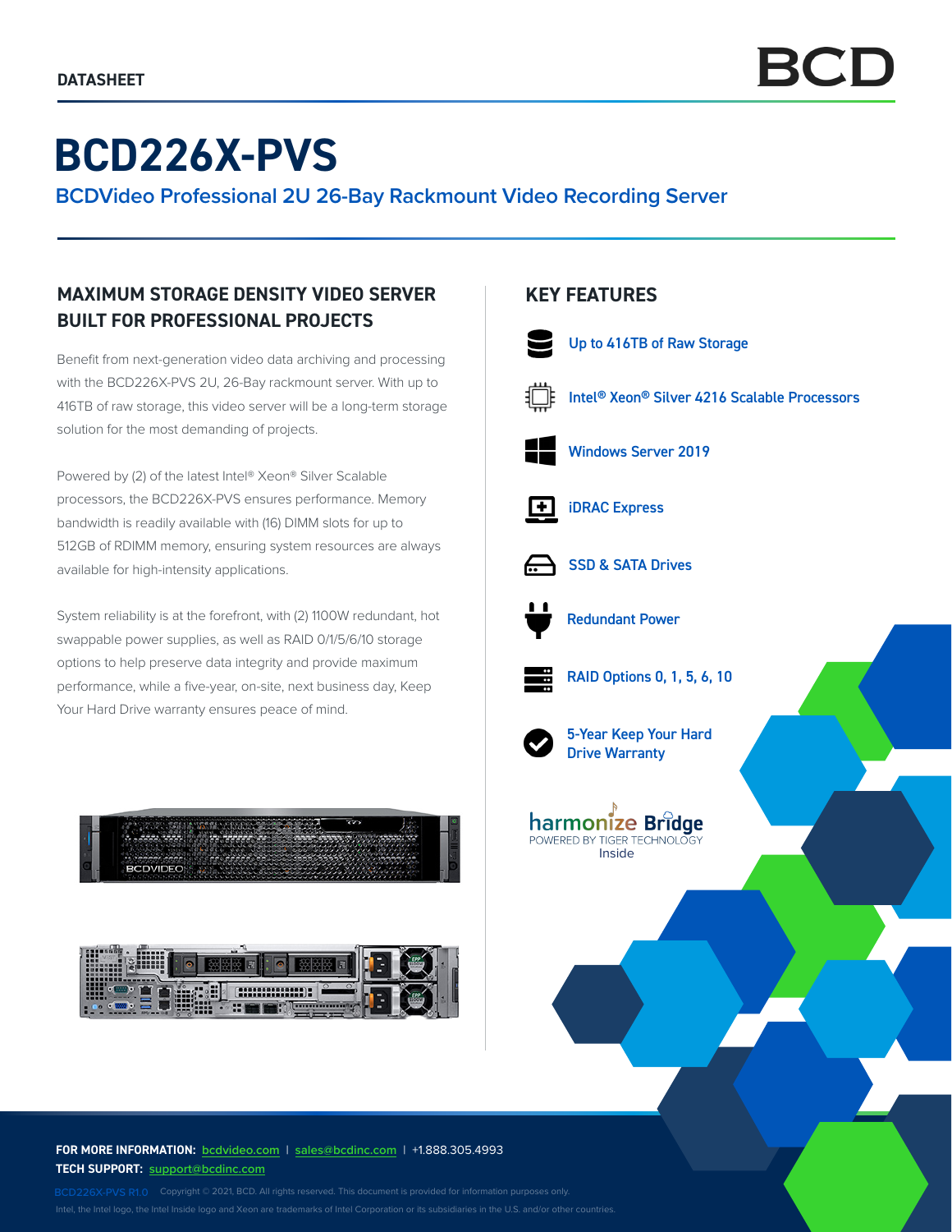DATASHEET

BCD

# BCD226X-PVS

## BCDVideo Professional 2U 26-Bay Rackmount Video Recording Server

### MAXIMUM STORAGE DENSITY VIDEO SERVER BUILT FOR PROFESSIONAL PROJECTS

Benefit from next-generation video data archiving and processing with the BCD226X-PVS 2U, 26-Bay rackmount server. With up to 416TB of raw storage, this video server will be a long-term storage solution for the most demanding of projects.

Powered by (2) of the latest Intel® Xeon® Silver Scalable processors, the BCD226X-PVS ensures performance. Memory bandwidth is readily available with (16) DIMM slots for up to 512GB of RDIMM memory, ensuring system resources are always available for high-intensity applications.

System reliability is at the forefront, with (2) 1100W redundant, hot swappable power supplies, as well as RAID 0/1/5/6/10 storage options to help preserve data integrity and provide maximum performance, while a five-year, on-site, next business day, Keep Your Hard Drive warranty ensures peace of mind.

### KEY FEATURES

- Up to 416TB of Raw Storage
- Intel® Xeon® Silver 4216 Scalable Processors
- Windows Server 2019
- iDRAC Express
- SSD & SATA Drives
- Redundant Power
- RAID Options 0, 1, 5, 6, 10
- 5-Year Keep Your Hard Drive Warranty

harmonize Bridge
POWERED BY TIGER TECHNOLOGY
Inside

**FOR MORE INFORMATION:** bcdvideo.com | sales@bcdinc.com | +1.888.305.4993
**TECH SUPPORT:** support@bcdinc.com

BCD226X-PVS R1.0 Copyright © 2021, BCD. All rights reserved. This document is provided for information purposes only.
Intel, the Intel logo, the Intel Inside logo and Xeon are trademarks of Intel Corporation or its subsidiaries in the U.S. and/or other countries.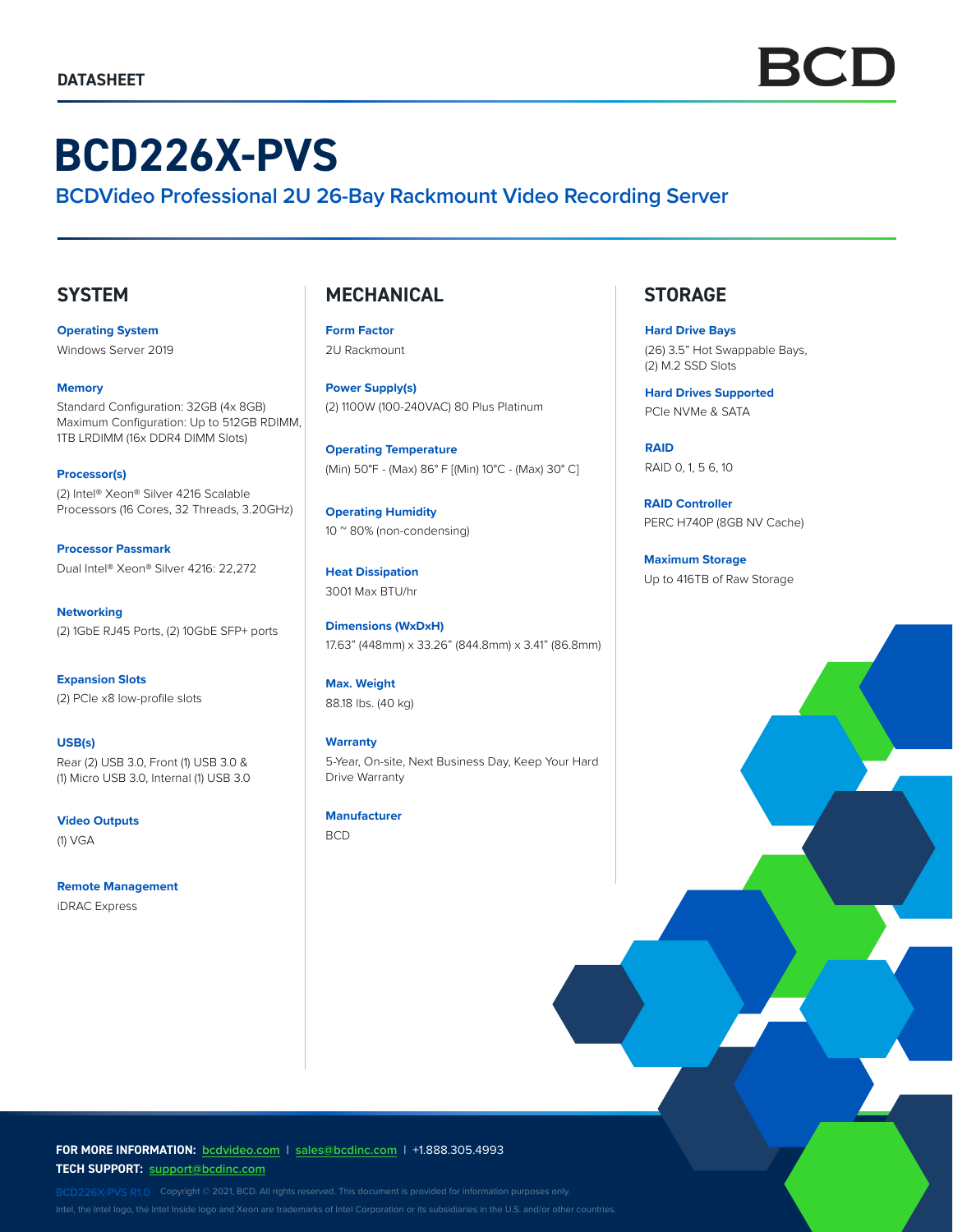DATASHEET

BCD

# BCD226X-PVS

## BCDVideo Professional 2U 26-Bay Rackmount Video Recording Server

## SYSTEM

**Operating System**
Windows Server 2019

**Memory**
Standard Configuration: 32GB (4x 8GB)
Maximum Configuration: Up to 512GB RDIMM, 1TB LRDIMM (16x DDR4 DIMM Slots)

**Processor(s)**
(2) Intel® Xeon® Silver 4216 Scalable Processors (16 Cores, 32 Threads, 3.20GHz)

**Processor Passmark**
Dual Intel® Xeon® Silver 4216: 22,272

**Networking**
(2) 1GbE RJ45 Ports, (2) 10GbE SFP+ ports

**Expansion Slots**
(2) PCIe x8 low-profile slots

**USB(s)**
Rear (2) USB 3.0, Front (1) USB 3.0 & (1) Micro USB 3.0, Internal (1) USB 3.0

**Video Outputs**
(1) VGA

**Remote Management**
iDRAC Express

## MECHANICAL

**Form Factor**
2U Rackmount

**Power Supply(s)**
(2) 1100W (100-240VAC) 80 Plus Platinum

**Operating Temperature**
(Min) 50°F - (Max) 86° F [(Min) 10°C - (Max) 30° C]

**Operating Humidity**
10 ~ 80% (non-condensing)

**Heat Dissipation**
3001 Max BTU/hr

**Dimensions (WxDxH)**
17.63" (448mm) x 33.26" (844.8mm) x 3.41" (86.8mm)

**Max. Weight**
88.18 lbs. (40 kg)

**Warranty**
5-Year, On-site, Next Business Day, Keep Your Hard Drive Warranty

**Manufacturer**
BCD

## STORAGE

**Hard Drive Bays**
(26) 3.5" Hot Swappable Bays, (2) M.2 SSD Slots

**Hard Drives Supported**
PCIe NVMe & SATA

**RAID**
RAID 0, 1, 5 6, 10

**RAID Controller**
PERC H740P (8GB NV Cache)

**Maximum Storage**
Up to 416TB of Raw Storage

**FOR MORE INFORMATION:** bcdvideo.com | sales@bcdinc.com | +1.888.305.4993
**TECH SUPPORT:** support@bcdinc.com

BCD226X-PVS R1.0 Copyright © 2021, BCD. All rights reserved. This document is provided for information purposes only.
Intel, the Intel logo, the Intel Inside logo and Xeon are trademarks of Intel Corporation or its subsidiaries in the U.S. and/or other countries.